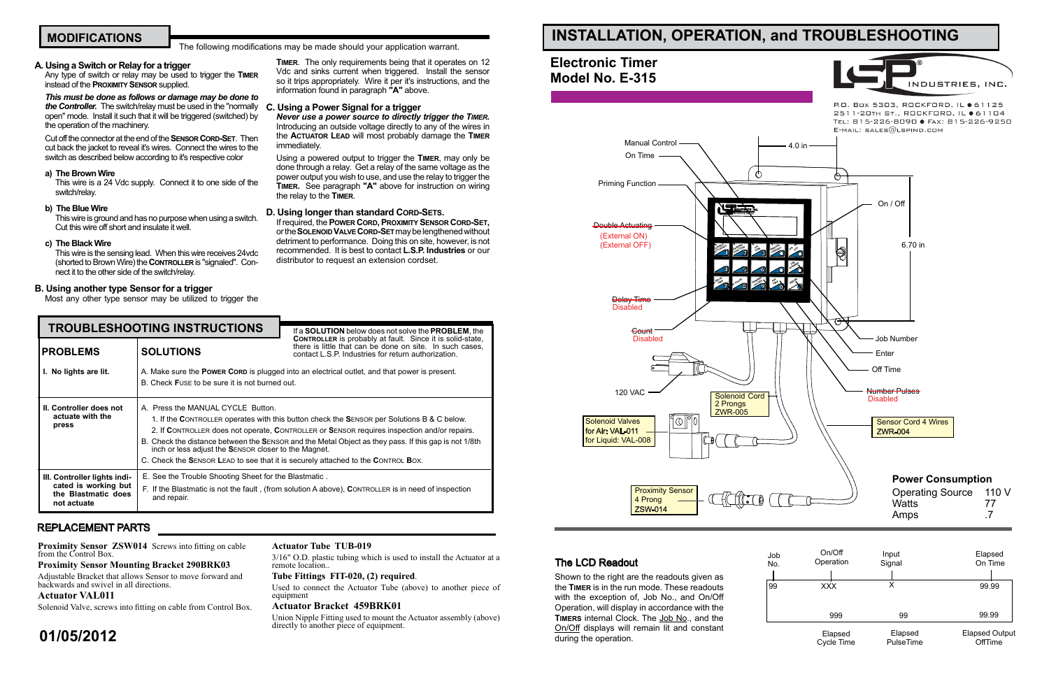## MODIFICATIONS

The following modifications may be made should your application warrant.

### A. Using a Switch or Relay for a trigger

Any type of switch or relay may be used to trigger the **TIMER** instead of the **PROXIMITY SENSOR** supplied.

***This must be done as follows or damage may be done to the Controller.*** The switch/relay must be used in the "normally open" mode. Install it such that it will be triggered (switched) by the operation of the machinery.

Cut off the connector at the end of the **SENSOR CORD-SET**. Then cut back the jacket to reveal it's wires. Connect the wires to the switch as described below according to it's respective color

**a) The Brown Wire**
This wire is a 24 Vdc supply. Connect it to one side of the switch/relay.

**b) The Blue Wire**
This wire is ground and has no purpose when using a switch. Cut this wire off short and insulate it well.

**c) The Black Wire**
This wire is the sensing lead. When this wire receives 24vdc (shorted to Brown Wire) the **CONTROLLER** is "signaled". Connect it to the other side of the switch/relay.

### B. Using another type Sensor for a trigger

Most any other type sensor may be utilized to trigger the **TIMER**. The only requirements being that it operates on 12 Vdc and sinks current when triggered. Install the sensor so it trips appropriately. Wire it per it's instructions, and the information found in paragraph **"A"** above.

### C. Using a Power Signal for a trigger

***Never use a power source to directly trigger the TIMER.*** Introducing an outside voltage directly to any of the wires in the **ACTUATOR LEAD** will most probably damage the **TIMER** immediately.

Using a powered output to trigger the **TIMER**, may only be done through a relay. Get a relay of the same voltage as the power output you wish to use, and use the relay to trigger the **TIMER.** See paragraph **"A"** above for instruction on wiring the relay to the **TIMER**.

### D. Using longer than standard CORD-SETS.

If required, the **POWER CORD, PROXIMITY SENSOR CORD-SET,** or the **SOLENOID VALVE CORD-SET** may be lengthened without detriment to performance. Doing this on site, however, is not recommended. It is best to contact **L.S.P. Industries** or our distributor to request an extension cordset.

## TROUBLESHOOTING INSTRUCTIONS

If a **SOLUTION** below does not solve the **PROBLEM**, the **CONTROLLER** is probably at fault. Since it is solid-state, there is little that can be done on site. In such cases, contact L.S.P. Industries for return authorization.

| PROBLEMS | SOLUTIONS |
|---|---|
| **I. No lights are lit.** | A. Make sure the **POWER CORD** is plugged into an electrical outlet, and that power is present.<br>B. Check **FUSE** to be sure it is not burned out. |
| **II. Controller does not actuate with the press** | A. Press the MANUAL CYCLE Button.<br>1. If the **CONTROLLER** operates with this button check the **SENSOR** per Solutions B & C below.<br>2. If **CONTROLLER** does not operate, **CONTROLLER** or **SENSOR** requires inspection and/or repairs.<br>B. Check the distance between the **SENSOR** and the Metal Object as they pass. If this gap is not 1/8th inch or less adjust the **SENSOR** closer to the Magnet.<br>C. Check the **SENSOR LEAD** to see that it is securely attached to the **CONTROL BOX**. |
| **III. Controller lights indicated is working but the Blastmatic does not actuate** | E. See the Trouble Shooting Sheet for the Blastmatic .<br>F. If the Blastmatic is not the fault , (from solution A above), **CONTROLLER** is in need of inspection and repair. |

## REPLACEMENT PARTS

**Proximity Sensor ZSW014** Screws into fitting on cable from the Control Box.

**Proximity Sensor Mounting Bracket 290BRK03**
Adjustable Bracket that allows Sensor to move forward and backwards and swivel in all directions.

**Actuator VAL011**
Solenoid Valve, screws into fitting on cable from Control Box.

**Actuator Tube TUB-019**
3/16" O.D. plastic tubing which is used to install the Actuator at a remote location..

**Tube Fittings FIT-020, (2) required**.
Used to connect the Actuator Tube (above) to another piece of equipment

**Actuator Bracket 459BRK01**
Union Nipple Fitting used to mount the Actuator assembly (above) directly to another piece of equipment.

**01/05/2012**

# INSTALLATION, OPERATION, and TROUBLESHOOTING

## Electronic Timer Model No. E-315

LSP INDUSTRIES, INC.

P.O. Box 5303, Rockford, IL ● 61125
2511-20th St., Rockford, IL ● 61104
Tel: 815-226-8090 ● Fax: 815-226-9250
E-mail: sales@lspind.com

Manual Control
On Time
Priming Function
~~Double Actuating~~ (External ON) (External OFF)
~~Delay Time~~ Disabled
~~Count~~ Disabled
120 VAC
4.0 in
On / Off
6.70 in
Job Number
Enter
Off Time
~~Number Pulses~~ Disabled
Solenoid Cord 2 Prongs ZWR-005
Solenoid Valves for Air: VAL-011 for Liquid: VAL-008
Sensor Cord 4 Wires ZWR-004
Proximity Sensor 4 Prong ZSW-014

### Power Consumption

| | |
|---|---|
| Operating Source | 110 V |
| Watts | 77 |
| Amps | .7 |

### The LCD Readout

Shown to the right are the readouts given as the **TIMER** is in the run mode. These readouts with the exception of, Job No., and On/Off Operation, will display in accordance with the **TIMERS** internal Clock. The Job No., and the On/Off displays will remain lit and constant during the operation.

| Job No. | On/Off Operation | Input Signal | Elapsed On Time |
|---|---|---|---|
| 99 | XXX | X | 99.99 |
| | 999 | 99 | 99.99 |
| | Elapsed Cycle Time | Elapsed PulseTime | Elapsed Output OffTime |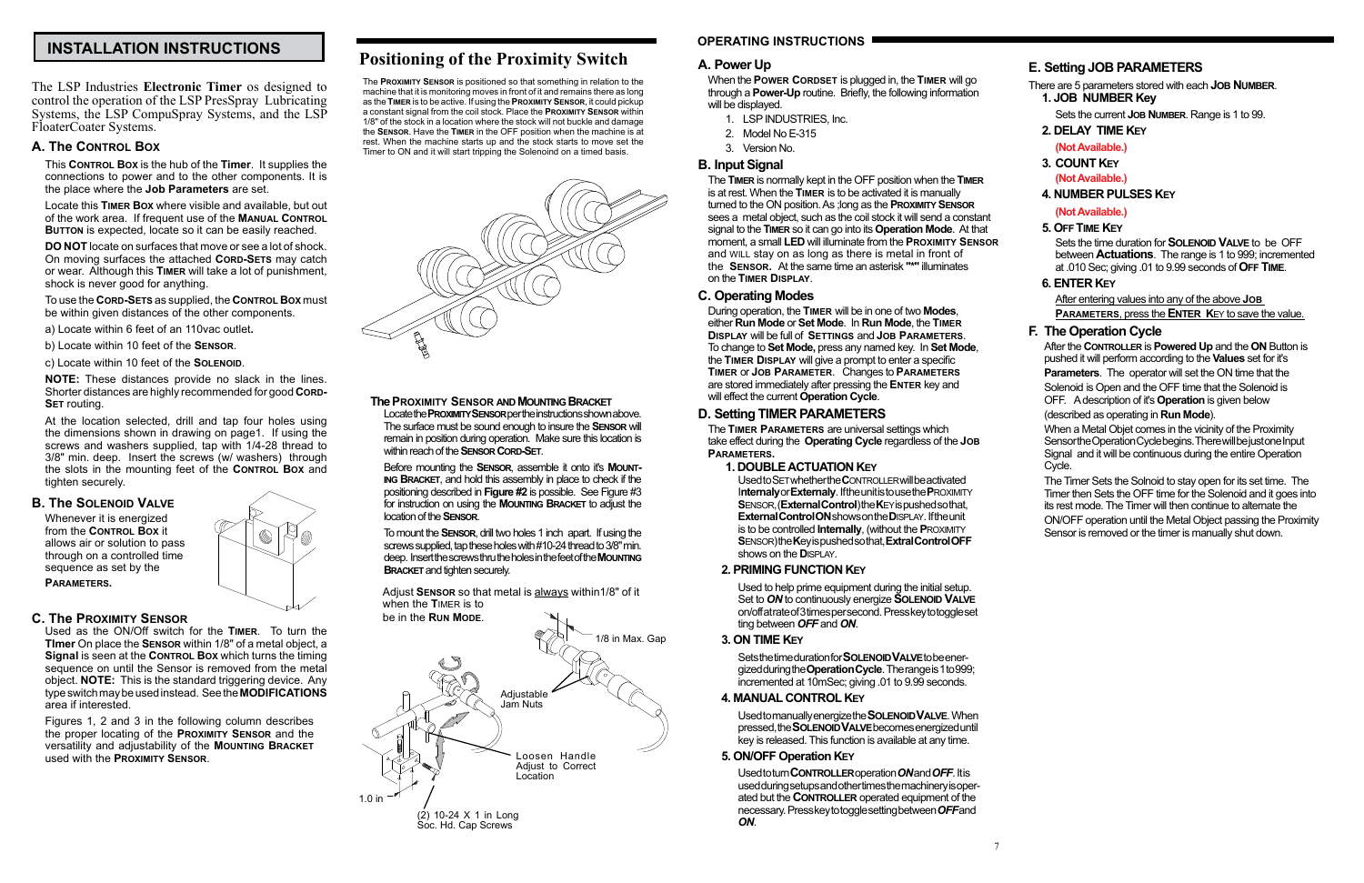## INSTALLATION INSTRUCTIONS

The LSP Industries **Electronic Timer** os designed to control the operation of the LSP PresSpray Lubricating Systems, the LSP CompuSpray Systems, and the LSP FloaterCoater Systems.

### A. The Control Box

This **Control Box** is the hub of the **Timer**. It supplies the connections to power and to the other components. It is the place where the **Job Parameters** are set.

Locate this **Timer Box** where visible and available, but out of the work area. If frequent use of the **Manual Control Button** is expected, locate so it can be easily reached.

**DO NOT** locate on surfaces that move or see a lot of shock. On moving surfaces the attached **Cord-Sets** may catch or wear. Although this **Timer** will take a lot of punishment, shock is never good for anything.

To use the **Cord-Sets** as supplied, the **Control Box** must be within given distances of the other components.

a) Locate within 6 feet of an 110vac outlet**.**

b) Locate within 10 feet of the **Sensor**.

c) Locate within 10 feet of the **Solenoid**.

**NOTE:** These distances provide no slack in the lines. Shorter distances are highly recommended for good **Cord-Set** routing.

At the location selected, drill and tap four holes using the dimensions shown in drawing on page1. If using the screws and washers supplied, tap with 1/4-28 thread to 3/8" min. deep. Insert the screws (w/ washers) through the slots in the mounting feet of the **Control Box** and tighten securely.

### B. The Solenoid Valve

Whenever it is energized from the **Control Box** it allows air or solution to pass through on a controlled time sequence as set by the **Parameters.**

### C. The Proximity Sensor

Used as the ON/Off switch for the **Timer**. To turn the **TImer** On place the **Sensor** within 1/8" of a metal object, a **Signal** is seen at the **Control Box** which turns the timing sequence on until the Sensor is removed from the metal object. **NOTE:** This is the standard triggering device. Any type switch may be used instead. See the **MODIFICATIONS** area if interested.

Figures 1, 2 and 3 in the following column describes the proper locating of the **Proximity Sensor** and the versatility and adjustability of the **Mounting Bracket** used with the **Proximity Sensor**.

## Positioning of the Proximity Switch

The **Proximity Sensor** is positioned so that something in relation to the machine that it is monitoring moves in front of it and remains there as long as the **Timer** is to be active. If using the **Proximity Sensor**, it could pickup a constant signal from the coil stock. Place the **Proximity Sensor** within 1/8" of the stock in a location where the stock will not buckle and damage the **Sensor**. Have the **Timer** in the OFF position when the machine is at rest. When the machine starts up and the stock starts to move set the Timer to ON and it will start tripping the Solenoind on a timed basis.

**The Proximity Sensor and Mounting Bracket**

Locate the **Proximity Sensor** per the instructions shown above. The surface must be sound enough to insure the **Sensor** will remain in position during operation. Make sure this location is within reach of the **Sensor Cord-Set**.

Before mounting the **Sensor**, assemble it onto it's **Mounting Bracket**, and hold this assembly in place to check if the positioning described in **Figure #2** is possible. See Figure #3 for instruction on using the **Mounting Bracket** to adjust the location of the **Sensor**.

To mount the **Sensor**, drill two holes 1 inch apart. If using the screws supplied, tap these holes with #10-24 thread to 3/8" min. deep. Insert the screws thru the holes in the feet of the **Mounting Bracket** and tighten securely.

Adjust **Sensor** so that metal is <u>always</u> within1/8" of it when the **Timer** is to be in the **Run Mode**.

1/8 in Max. Gap

Adjustable Jam Nuts

Loosen Handle Adjust to Correct Location

1.0 in

(2) 10-24 X 1 in Long Soc. Hd. Cap Screws

## OPERATING INSTRUCTIONS

### A. Power Up

When the **Power Cordset** is plugged in, the **Timer** will go through a **Power-Up** routine. Briefly, the following information will be displayed.

1. LSP INDUSTRIES, Inc.
2. Model No E-315
3. Version No.

### B. Input Signal

The **Timer** is normally kept in the OFF position when the **Timer** is at rest. When the **Timer** is to be activated it is manually turned to the ON position. As ;long as the **Proximity Sensor** sees a metal object, such as the coil stock it will send a constant signal to the **Timer** so it can go into its **Operation Mode**. At that moment, a small **LED** will illuminate from the **Proximity Sensor** and will stay on as long as there is metal in front of the **Sensor.** At the same time an asterisk **"*"** illuminates on the **Timer Display**.

### C. Operating Modes

During operation, the **Timer** will be in one of two **Modes**, either **Run Mode** or **Set Mode**. In **Run Mode**, the **Timer Display** will be full of **Settings** and **Job Parameters**. To change to **Set Mode,** press any named key. In **Set Mode**, the **Timer Display** will give a prompt to enter a specific **Timer** or **Job Parameter**. Changes to **Parameters** are stored immediately after pressing the **Enter** key and will effect the current **Operation Cycle**.

### D. Setting TIMER PARAMETERS

The **Timer Parameters** are universal settings which take effect during the **Operating Cycle** regardless of the **Job Parameters.**

#### 1. DOUBLE ACTUATION Key

Used to Set whether the Controller will be activated **Internaly** or **Externaly**. If the unit is to use the Proximity Sensor, (**External Control**) the **Key** is pushed so that, **External Control ON** shows on the Display. If the unit is to be controlled **Internally**, (without the Proximity Sensor) the **Key** is pushed so that, **Extral Control OFF** shows on the Display.

#### 2. PRIMING FUNCTION Key

Used to help prime equipment during the initial setup. Set to ***ON*** to continuously energize **Solenoid Valve** on/off at rate of 3 times per second. Press key to toggle setting between ***OFF*** and ***ON***.

#### 3. ON TIME Key

Sets the time duration for **Solenoid Valve** to be energized during the **Operation Cycle**. The range is 1 to 999; incremented at 10mSec; giving .01 to 9.99 seconds.

#### 4. MANUAL CONTROL Key

Used to manually energize the **Solenoid Valve**. When pressed, the **Solenoid Valve** becomes energized until key is released. This function is available at any time.

#### 5. ON/OFF Operation Key

Used to turn **Controller** operation ***ON*** and ***OFF***. It is used during setups and other times the machinery is operated but the **Controller** operated equipment of the necessary. Press key to toggle setting between ***OFF*** and ***ON***.

### E. Setting JOB PARAMETERS

There are 5 parameters stored with each **Job Number**.

#### 1. JOB NUMBER Key

Sets the current **Job Number**. Range is 1 to 99.

#### 2. DELAY TIME Key

**(Not Available.)**

#### 3. COUNT Key

**(Not Available.)**

#### 4. NUMBER PULSES Key

**(Not Available.)**

#### 5. Off Time Key

Sets the time duration for **Solenoid Valve** to be OFF between **Actuations**. The range is 1 to 999; incremented at .010 Sec; giving .01 to 9.99 seconds of **Off Time**.

#### 6. ENTER Key

<u>After entering values into any of the above **Job Parameters**, press the **Enter Key** to save the value.</u>

### F. The Operation Cycle

After the **Controller** is **Powered Up** and the **ON** Button is pushed it will perform according to the **Values** set for it's **Parameters**. The operator will set the ON time that the Solenoid is Open and the OFF time that the Solenoid is OFF. A description of it's **Operation** is given below (described as operating in **Run Mode**).

When a Metal Objet comes in the vicinity of the Proximity Sensor the Operation Cycle begins. There will be just one Input Signal and it will be continuous during the entire Operation Cycle.

The Timer Sets the Solnoid to stay open for its set time. The Timer then Sets the OFF time for the Solenoid and it goes into its rest mode. The Timer will then continue to alternate the ON/OFF operation until the Metal Object passing the Proximity Sensor is removed or the timer is manually shut down.